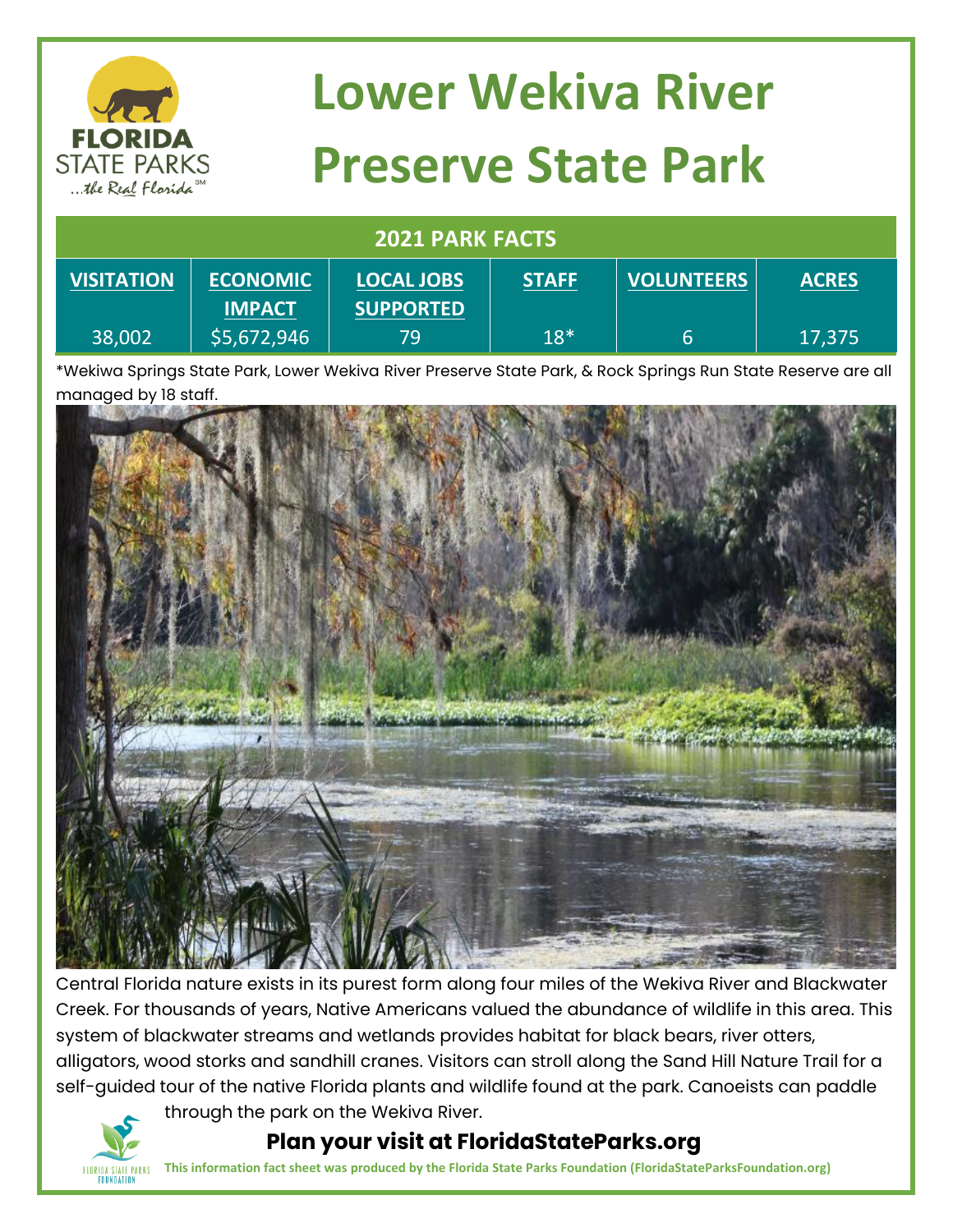# Lower Wekiva River Preserve State Park

| 2021 PARK FACTS | | | | | |
|---|---|---|---|---|---|
| **VISITATION** | **ECONOMIC IMPACT** | **LOCAL JOBS SUPPORTED** | **STAFF** | **VOLUNTEERS** | **ACRES** |
| 38,002 | $5,672,946 | 79 | 18* | 6 | 17,375 |

*Wekiwa Springs State Park, Lower Wekiva River Preserve State Park, & Rock Springs Run State Reserve are all managed by 18 staff.

Central Florida nature exists in its purest form along four miles of the Wekiva River and Blackwater Creek. For thousands of years, Native Americans valued the abundance of wildlife in this area. This system of blackwater streams and wetlands provides habitat for black bears, river otters, alligators, wood storks and sandhill cranes. Visitors can stroll along the Sand Hill Nature Trail for a self-guided tour of the native Florida plants and wildlife found at the park. Canoeists can paddle through the park on the Wekiva River.

**Plan your visit at FloridaStateParks.org**

**This information fact sheet was produced by the Florida State Parks Foundation (FloridaStateParksFoundation.org)**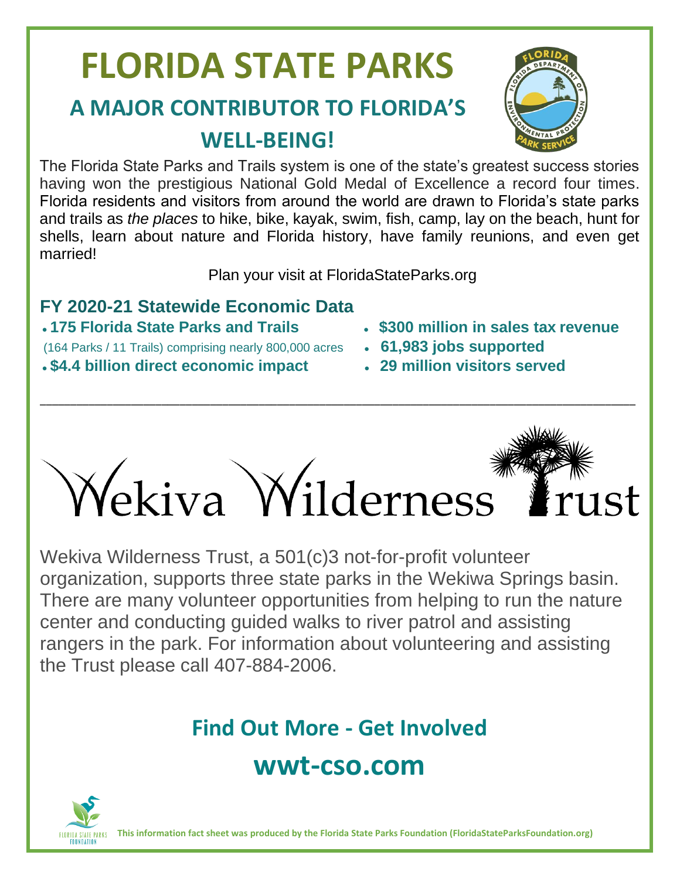# FLORIDA STATE PARKS

## A MAJOR CONTRIBUTOR TO FLORIDA'S WELL-BEING!

The Florida State Parks and Trails system is one of the state's greatest success stories having won the prestigious National Gold Medal of Excellence a record four times. Florida residents and visitors from around the world are drawn to Florida's state parks and trails as *the places* to hike, bike, kayak, swim, fish, camp, lay on the beach, hunt for shells, learn about nature and Florida history, have family reunions, and even get married!

Plan your visit at FloridaStateParks.org

### FY 2020-21 Statewide Economic Data

- **175 Florida State Parks and Trails**
  (164 Parks / 11 Trails) comprising nearly 800,000 acres
- **$4.4 billion direct economic impact**
- **$300 million in sales tax revenue**
- **61,983 jobs supported**
- **29 million visitors served**

---

# Wekiva Wilderness Trust

Wekiva Wilderness Trust, a 501(c)3 not-for-profit volunteer organization, supports three state parks in the Wekiwa Springs basin. There are many volunteer opportunities from helping to run the nature center and conducting guided walks to river patrol and assisting rangers in the park. For information about volunteering and assisting the Trust please call 407-884-2006.

## Find Out More - Get Involved

## wwt-cso.com

**This information fact sheet was produced by the Florida State Parks Foundation (FloridaStateParksFoundation.org)**